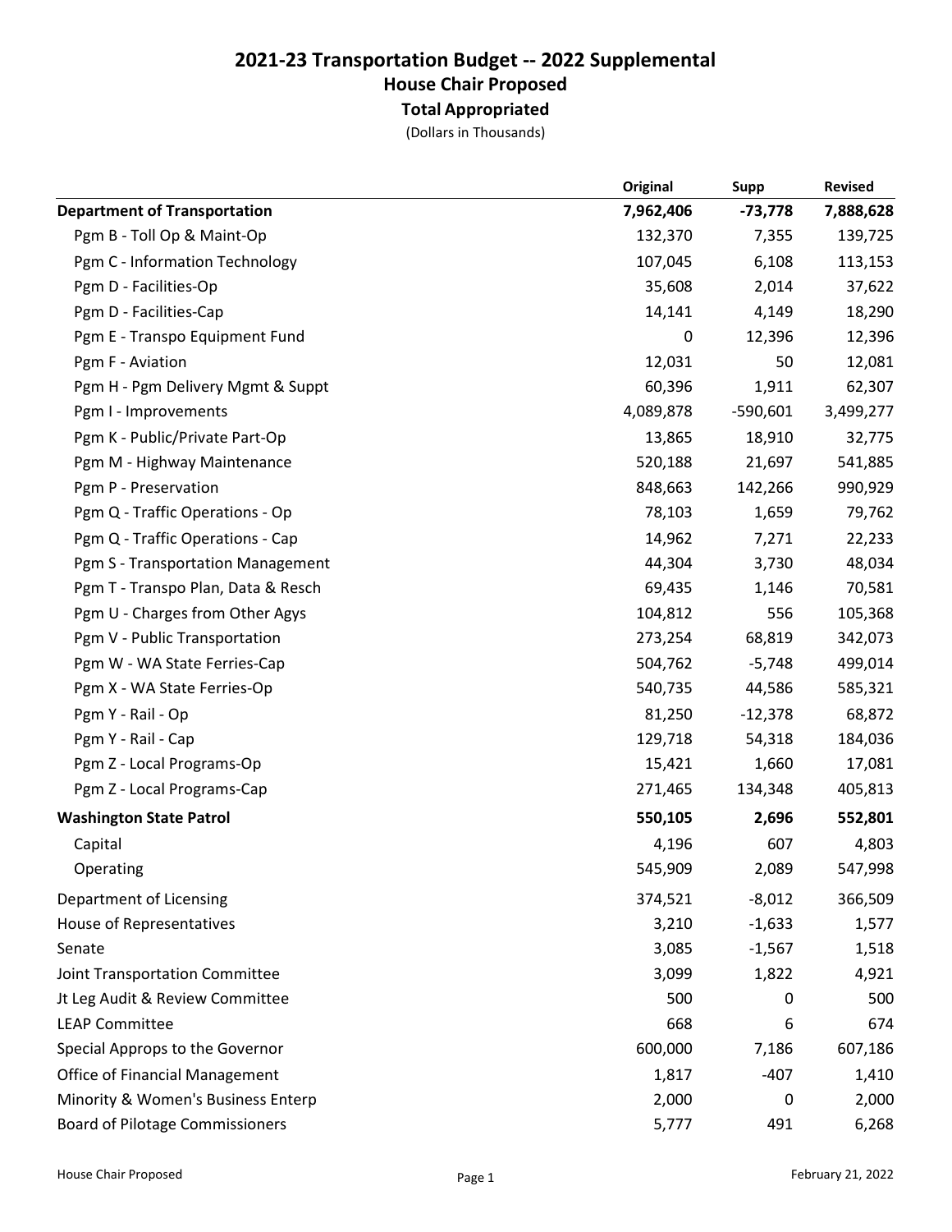# 2021-23 Transportation Budget -- 2022 Supplemental

## House Chair Proposed

### Total Appropriated

(Dollars in Thousands)

| | Original | Supp | Revised |
|---|---|---|---|
| **Department of Transportation** | **7,962,406** | **-73,778** | **7,888,628** |
| Pgm B - Toll Op & Maint-Op | 132,370 | 7,355 | 139,725 |
| Pgm C - Information Technology | 107,045 | 6,108 | 113,153 |
| Pgm D - Facilities-Op | 35,608 | 2,014 | 37,622 |
| Pgm D - Facilities-Cap | 14,141 | 4,149 | 18,290 |
| Pgm E - Transpo Equipment Fund | 0 | 12,396 | 12,396 |
| Pgm F - Aviation | 12,031 | 50 | 12,081 |
| Pgm H - Pgm Delivery Mgmt & Suppt | 60,396 | 1,911 | 62,307 |
| Pgm I - Improvements | 4,089,878 | -590,601 | 3,499,277 |
| Pgm K - Public/Private Part-Op | 13,865 | 18,910 | 32,775 |
| Pgm M - Highway Maintenance | 520,188 | 21,697 | 541,885 |
| Pgm P - Preservation | 848,663 | 142,266 | 990,929 |
| Pgm Q - Traffic Operations - Op | 78,103 | 1,659 | 79,762 |
| Pgm Q - Traffic Operations - Cap | 14,962 | 7,271 | 22,233 |
| Pgm S - Transportation Management | 44,304 | 3,730 | 48,034 |
| Pgm T - Transpo Plan, Data & Resch | 69,435 | 1,146 | 70,581 |
| Pgm U - Charges from Other Agys | 104,812 | 556 | 105,368 |
| Pgm V - Public Transportation | 273,254 | 68,819 | 342,073 |
| Pgm W - WA State Ferries-Cap | 504,762 | -5,748 | 499,014 |
| Pgm X - WA State Ferries-Op | 540,735 | 44,586 | 585,321 |
| Pgm Y - Rail - Op | 81,250 | -12,378 | 68,872 |
| Pgm Y - Rail - Cap | 129,718 | 54,318 | 184,036 |
| Pgm Z - Local Programs-Op | 15,421 | 1,660 | 17,081 |
| Pgm Z - Local Programs-Cap | 271,465 | 134,348 | 405,813 |
| **Washington State Patrol** | **550,105** | **2,696** | **552,801** |
| Capital | 4,196 | 607 | 4,803 |
| Operating | 545,909 | 2,089 | 547,998 |
| Department of Licensing | 374,521 | -8,012 | 366,509 |
| House of Representatives | 3,210 | -1,633 | 1,577 |
| Senate | 3,085 | -1,567 | 1,518 |
| Joint Transportation Committee | 3,099 | 1,822 | 4,921 |
| Jt Leg Audit & Review Committee | 500 | 0 | 500 |
| LEAP Committee | 668 | 6 | 674 |
| Special Approps to the Governor | 600,000 | 7,186 | 607,186 |
| Office of Financial Management | 1,817 | -407 | 1,410 |
| Minority & Women's Business Enterp | 2,000 | 0 | 2,000 |
| Board of Pilotage Commissioners | 5,777 | 491 | 6,268 |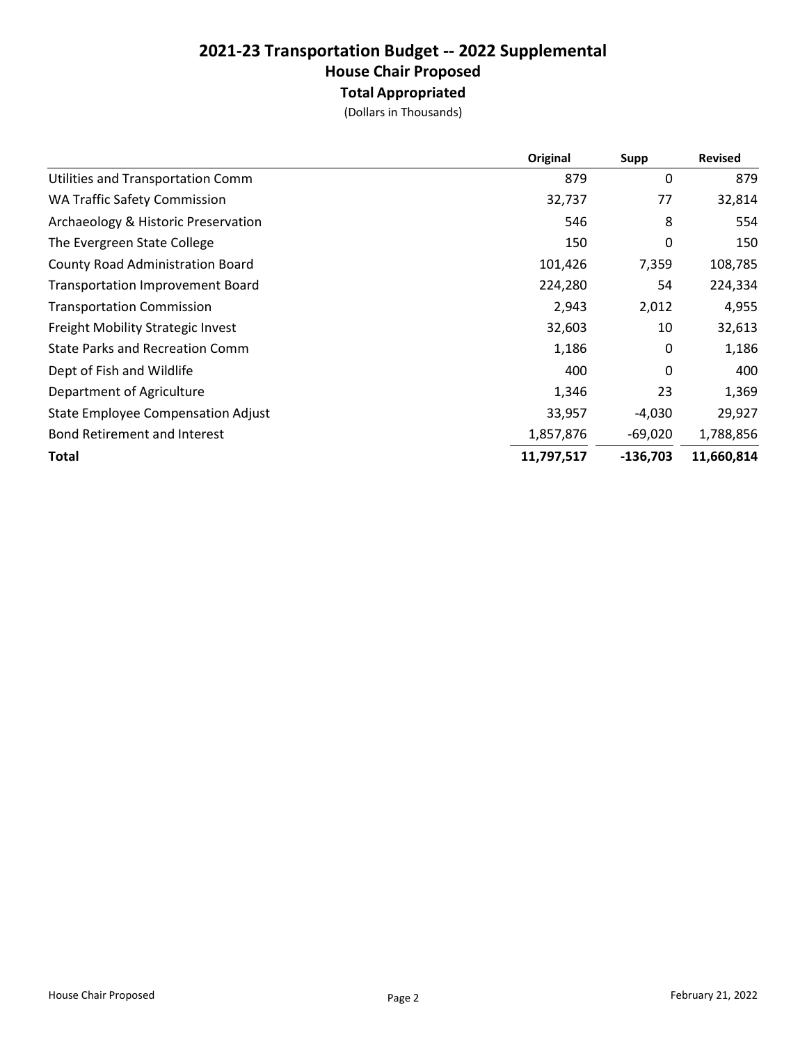# 2021-23 Transportation Budget -- 2022 Supplemental

## House Chair Proposed

### Total Appropriated

(Dollars in Thousands)

| | Original | Supp | Revised |
|---|---|---|---|
| Utilities and Transportation Comm | 879 | 0 | 879 |
| WA Traffic Safety Commission | 32,737 | 77 | 32,814 |
| Archaeology & Historic Preservation | 546 | 8 | 554 |
| The Evergreen State College | 150 | 0 | 150 |
| County Road Administration Board | 101,426 | 7,359 | 108,785 |
| Transportation Improvement Board | 224,280 | 54 | 224,334 |
| Transportation Commission | 2,943 | 2,012 | 4,955 |
| Freight Mobility Strategic Invest | 32,603 | 10 | 32,613 |
| State Parks and Recreation Comm | 1,186 | 0 | 1,186 |
| Dept of Fish and Wildlife | 400 | 0 | 400 |
| Department of Agriculture | 1,346 | 23 | 1,369 |
| State Employee Compensation Adjust | 33,957 | -4,030 | 29,927 |
| Bond Retirement and Interest | 1,857,876 | -69,020 | 1,788,856 |
| **Total** | **11,797,517** | **-136,703** | **11,660,814** |